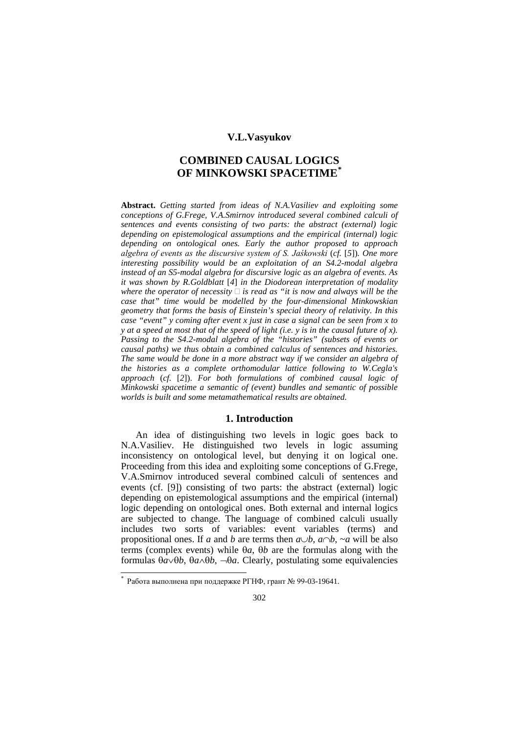**V.L.Vasyukov**

# COMBINED CAUSAL LOGICS OF MINKOWSKI SPACETIME*

**Abstract.** *Getting started from ideas of N.A.Vasiliev and exploiting some conceptions of G.Frege, V.A.Smirnov introduced several combined calculi of sentences and events consisting of two parts: the abstract (external) logic depending on epistemological assumptions and the empirical (internal) logic depending on ontological ones. Early the author proposed to approach algebra of events as the discursive system of S. Jaśkowski* (*cf.* [*5*])*. One more interesting possibility would be an exploitation of an S4.2-modal algebra instead of an S5-modal algebra for discursive logic as an algebra of events. As it was shown by R.Goldblatt* [*4*] *in the Diodorean interpretation of modality where the operator of necessity* $\Box$ *is read as "it is now and always will be the case that" time would be modelled by the four-dimensional Minkowskian geometry that forms the basis of Einstein's special theory of relativity. In this case "event" y coming after event x just in case a signal can be seen from x to y at a speed at most that of the speed of light (i.e. y is in the causal future of x). Passing to the S4.2-modal algebra of the "histories" (subsets of events or causal paths) we thus obtain a combined calculus of sentences and histories. The same would be done in a more abstract way if we consider an algebra of the histories as a complete orthomodular lattice following to W.Cegla's approach* (*cf.* [*2*])*. For both formulations of combined causal logic of Minkowski spacetime a semantic of (event) bundles and semantic of possible worlds is built and some metamathematical results are obtained.*

## 1. Introduction

An idea of distinguishing two levels in logic goes back to N.A.Vasiliev. He distinguished two levels in logic assuming inconsistency on ontological level, but denying it on logical one. Proceeding from this idea and exploiting some conceptions of G.Frege, V.A.Smirnov introduced several combined calculi of sentences and events (cf. [9]) consisting of two parts: the abstract (external) logic depending on epistemological assumptions and the empirical (internal) logic depending on ontological ones. Both external and internal logics are subjected to change. The language of combined calculi usually includes two sorts of variables: event variables (terms) and propositional ones. If $a$ and $b$ are terms then $a\cup b$, $a\cap b$, $\sim a$ will be also terms (complex events) while $\theta a$, $\theta b$ are the formulas along with the formulas $\theta a\vee\theta b$, $\theta a\wedge\theta b$, $\neg\theta a$. Clearly, postulating some equivalencies

---

* Работа выполнена при поддержке РГНФ, грант № 99-03-19641.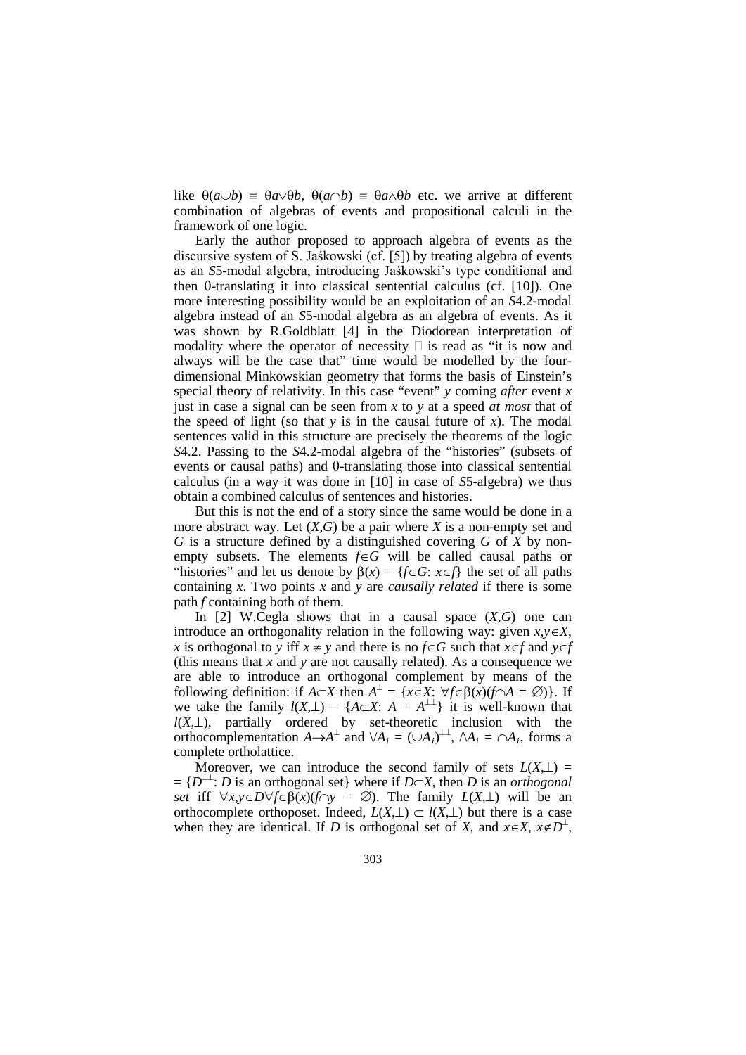like $\theta(a\cup b) \equiv \theta a\vee\theta b$, $\theta(a\cap b) \equiv \theta a\wedge\theta b$ etc. we arrive at different combination of algebras of events and propositional calculi in the framework of one logic.

Early the author proposed to approach algebra of events as the discursive system of S. Jaśkowski (cf. [5]) by treating algebra of events as an *S*5-modal algebra, introducing Jaśkowski's type conditional and then θ-translating it into classical sentential calculus (cf. [10]). One more interesting possibility would be an exploitation of an *S*4.2-modal algebra instead of an *S*5-modal algebra as an algebra of events. As it was shown by R.Goldblatt [4] in the Diodorean interpretation of modality where the operator of necessity $\Box$ is read as "it is now and always will be the case that" time would be modelled by the four-dimensional Minkowskian geometry that forms the basis of Einstein's special theory of relativity. In this case "event" $y$ coming *after* event $x$ just in case a signal can be seen from $x$ to $y$ at a speed *at most* that of the speed of light (so that $y$ is in the causal future of $x$). The modal sentences valid in this structure are precisely the theorems of the logic *S*4.2. Passing to the *S*4.2-modal algebra of the "histories" (subsets of events or causal paths) and θ-translating those into classical sentential calculus (in a way it was done in [10] in case of *S*5-algebra) we thus obtain a combined calculus of sentences and histories.

But this is not the end of a story since the same would be done in a more abstract way. Let $(X,G)$ be a pair where $X$ is a non-empty set and $G$ is a structure defined by a distinguished covering $G$ of $X$ by non-empty subsets. The elements $f\in G$ will be called causal paths or "histories" and let us denote by $\beta(x) = \{f\in G\colon x\in f\}$ the set of all paths containing $x$. Two points $x$ and $y$ are *causally related* if there is some path $f$ containing both of them.

In [2] W.Cegla shows that in a causal space $(X,G)$ one can introduce an orthogonality relation in the following way: given $x,y\in X$, $x$ is orthogonal to $y$ iff $x \neq y$ and there is no $f\in G$ such that $x\in f$ and $y\in f$ (this means that $x$ and $y$ are not causally related). As a consequence we are able to introduce an orthogonal complement by means of the following definition: if $A\subset X$ then $A^{\perp} = \{x\in X\colon \forall f\in\beta(x)(f\cap A = \varnothing)\}$. If we take the family $l(X,\perp) = \{A\subset X\colon A = A^{\perp\perp}\}$ it is well-known that $l(X,\perp)$, partially ordered by set-theoretic inclusion with the orthocomplementation $A\to A^{\perp}$ and $\vee A_i = (\cup A_i)^{\perp\perp}$, $\wedge A_i = \cap A_i$, forms a complete ortholattice.

Moreover, we can introduce the second family of sets $L(X,\perp) = \{D^{\perp\perp}\colon D$ is an orthogonal set$\}$ where if $D\subset X$, then $D$ is an *orthogonal set* iff $\forall x,y\in D\forall f\in\beta(x)(f\cap y = \varnothing)$. The family $L(X,\perp)$ will be an orthocomplete orthoposet. Indeed, $L(X,\perp) \subset l(X,\perp)$ but there is a case when they are identical. If $D$ is orthogonal set of $X$, and $x\in X$, $x\notin D^{\perp}$,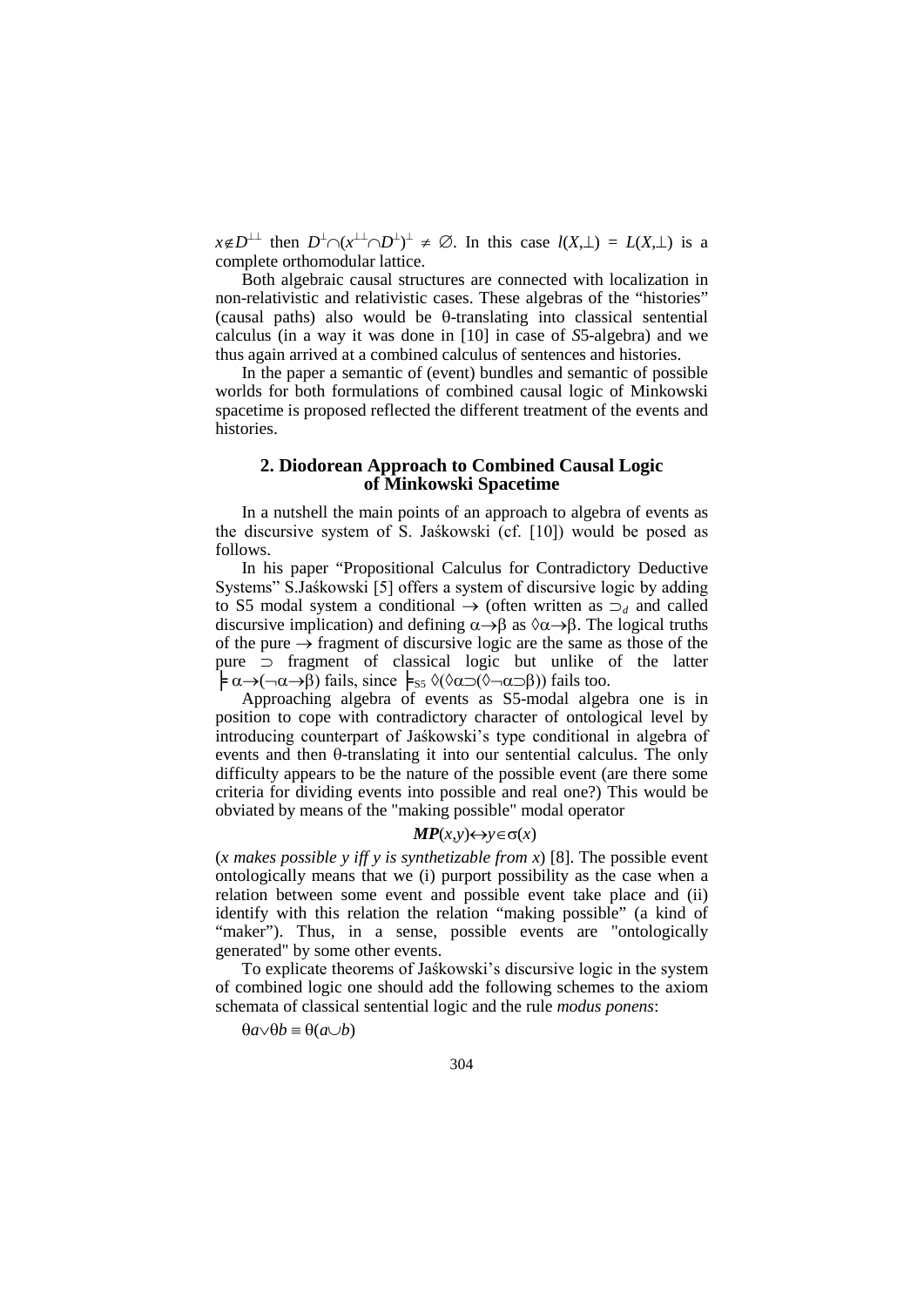$x \notin D^{\perp\perp}$ then $D^{\perp} \cap (x^{\perp\perp} \cap D^{\perp})^{\perp} \neq \varnothing$. In this case $l(X,\perp) = L(X,\perp)$ is a complete orthomodular lattice.

Both algebraic causal structures are connected with localization in non-relativistic and relativistic cases. These algebras of the "histories" (causal paths) also would be θ-translating into classical sentential calculus (in a way it was done in [10] in case of *S*5-algebra) and we thus again arrived at a combined calculus of sentences and histories.

In the paper a semantic of (event) bundles and semantic of possible worlds for both formulations of combined causal logic of Minkowski spacetime is proposed reflected the different treatment of the events and histories.

## 2. Diodorean Approach to Combined Causal Logic of Minkowski Spacetime

In a nutshell the main points of an approach to algebra of events as the discursive system of S. Jaśkowski (cf. [10]) would be posed as follows.

In his paper "Propositional Calculus for Contradictory Deductive Systems" S.Jaśkowski [5] offers a system of discursive logic by adding to S5 modal system a conditional $\rightarrow$ (often written as $\supset_d$ and called discursive implication) and defining $\alpha \rightarrow \beta$ as $\Diamond\alpha \rightarrow \beta$. The logical truths of the pure $\rightarrow$ fragment of discursive logic are the same as those of the pure $\supset$ fragment of classical logic but unlike of the latter $\models \alpha \rightarrow (\neg\alpha \rightarrow \beta)$ fails, since $\models_{S5} \Diamond(\Diamond\alpha \supset (\Diamond\neg\alpha \supset \beta))$ fails too.

Approaching algebra of events as S5-modal algebra one is in position to cope with contradictory character of ontological level by introducing counterpart of Jaśkowski's type conditional in algebra of events and then θ-translating it into our sentential calculus. The only difficulty appears to be the nature of the possible event (are there some criteria for dividing events into possible and real one?) This would be obviated by means of the "making possible" modal operator

$$\boldsymbol{MP}(x,y) \leftrightarrow y \in \sigma(x)$$

(*x makes possible y iff y is synthetizable from x*) [8]. The possible event ontologically means that we (i) purport possibility as the case when a relation between some event and possible event take place and (ii) identify with this relation the relation "making possible" (a kind of "maker"). Thus, in a sense, possible events are "ontologically generated" by some other events.

To explicate theorems of Jaśkowski's discursive logic in the system of combined logic one should add the following schemes to the axiom schemata of classical sentential logic and the rule *modus ponens*:

$\theta a \vee \theta b \equiv \theta(a \cup b)$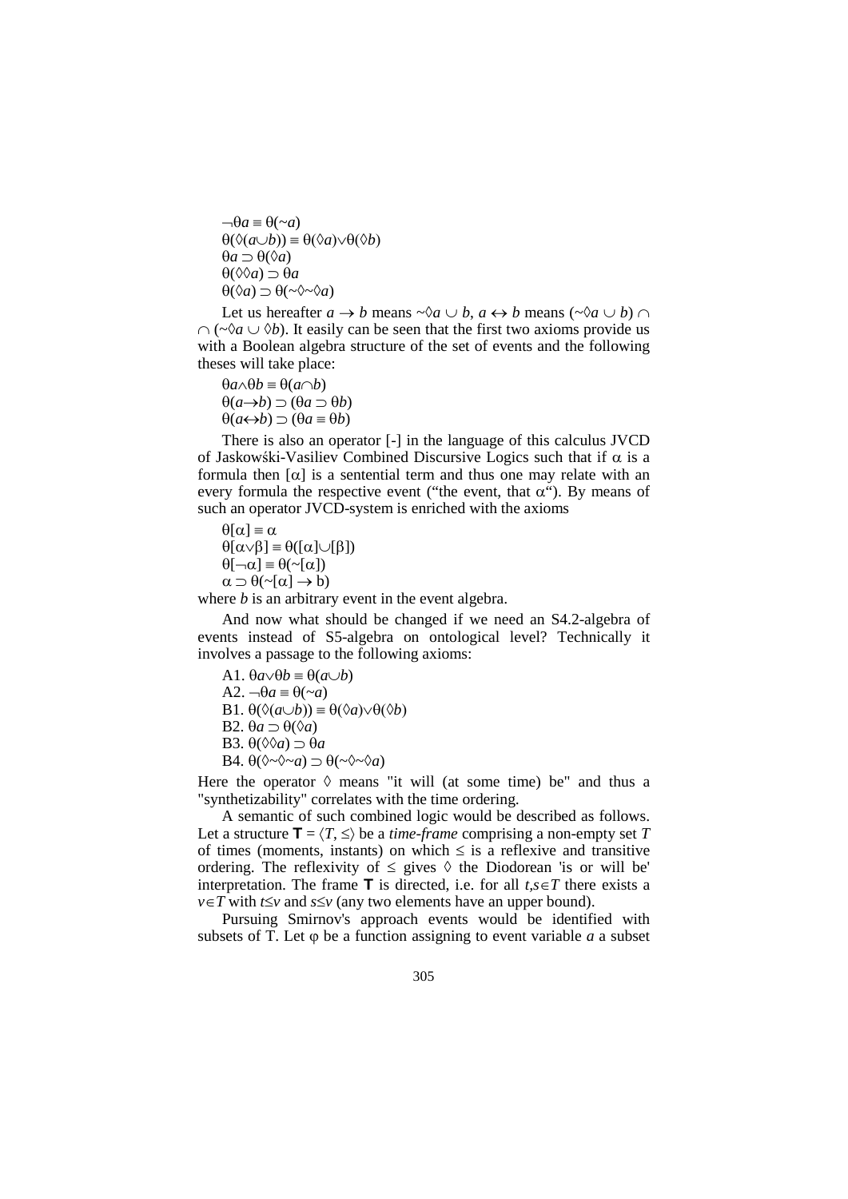$\neg\theta a \equiv \theta({\sim}a)$
$\theta(\Diamond(a \cup b)) \equiv \theta(\Diamond a) \vee \theta(\Diamond b)$
$\theta a \supset \theta(\Diamond a)$
$\theta(\Diamond\Diamond a) \supset \theta a$
$\theta(\Diamond a) \supset \theta({\sim}\Diamond{\sim}\Diamond a)$

Let us hereafter $a \to b$ means ${\sim}\Diamond a \cup b$, $a \leftrightarrow b$ means $({\sim}\Diamond a \cup b) \cap$ $\cap ({\sim}\Diamond a \cup \Diamond b)$. It easily can be seen that the first two axioms provide us with a Boolean algebra structure of the set of events and the following theses will take place:

$\theta a \wedge \theta b \equiv \theta(a \cap b)$
$\theta(a \to b) \supset (\theta a \supset \theta b)$
$\theta(a \leftrightarrow b) \supset (\theta a \equiv \theta b)$

There is also an operator [-] in the language of this calculus JVCD of Jaskowśki-Vasiliev Combined Discursive Logics such that if $\alpha$ is a formula then $[\alpha]$ is a sentential term and thus one may relate with an every formula the respective event ("the event, that $\alpha$"). By means of such an operator JVCD-system is enriched with the axioms

$\theta[\alpha] \equiv \alpha$
$\theta[\alpha \vee \beta] \equiv \theta([\alpha] \cup [\beta])$
$\theta[\neg\alpha] \equiv \theta({\sim}[\alpha])$
$\alpha \supset \theta({\sim}[\alpha] \to \mathrm{b})$

where *b* is an arbitrary event in the event algebra.

And now what should be changed if we need an S4.2-algebra of events instead of S5-algebra on ontological level? Technically it involves a passage to the following axioms:

A1. $\theta a \vee \theta b \equiv \theta(a \cup b)$
A2. $\neg\theta a \equiv \theta({\sim}a)$
B1. $\theta(\Diamond(a \cup b)) \equiv \theta(\Diamond a) \vee \theta(\Diamond b)$
B2. $\theta a \supset \theta(\Diamond a)$
B3. $\theta(\Diamond\Diamond a) \supset \theta a$
B4. $\theta(\Diamond{\sim}\Diamond{\sim}a) \supset \theta({\sim}\Diamond{\sim}\Diamond a)$

Here the operator $\Diamond$ means "it will (at some time) be" and thus a "synthetizability" correlates with the time ordering.

A semantic of such combined logic would be described as follows. Let a structure $\mathbf{T} = \langle T, \leq \rangle$ be a *time-frame* comprising a non-empty set $T$ of times (moments, instants) on which $\leq$ is a reflexive and transitive ordering. The reflexivity of $\leq$ gives $\Diamond$ the Diodorean 'is or will be' interpretation. The frame $\mathbf{T}$ is directed, i.e. for all $t,s \in T$ there exists a $v \in T$ with $t \leq v$ and $s \leq v$ (any two elements have an upper bound).

Pursuing Smirnov's approach events would be identified with subsets of T. Let $\varphi$ be a function assigning to event variable *a* a subset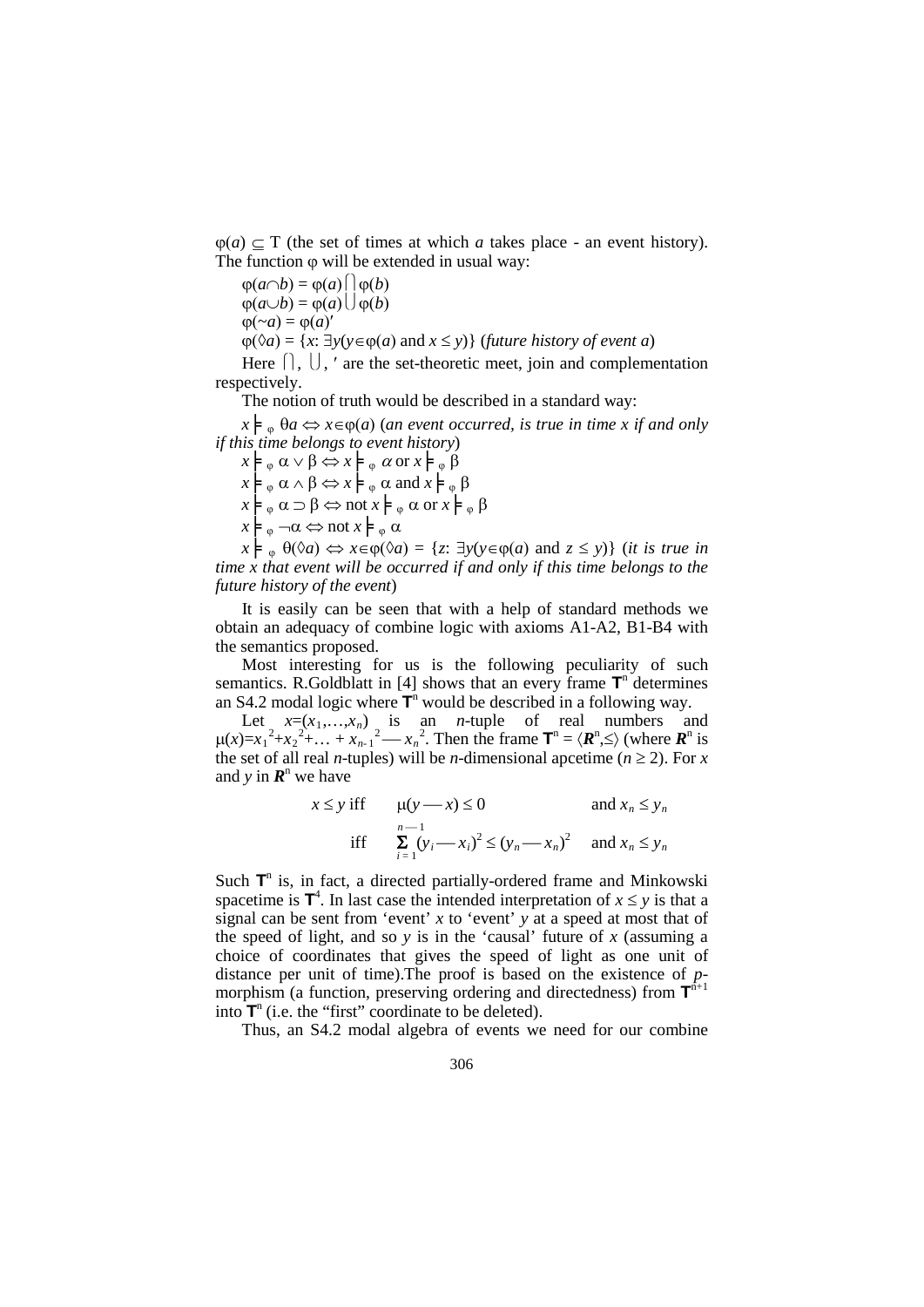$\varphi(a) \subseteq T$ (the set of times at which *a* takes place - an event history). The function $\varphi$ will be extended in usual way:

$\varphi(a \cap b) = \varphi(a) \bigcap \varphi(b)$

$\varphi(a \cup b) = \varphi(a) \bigcup \varphi(b)$

$\varphi(\sim a) = \varphi(a)'$

$\varphi(\Diamond a) = \{x\colon \exists y(y \in \varphi(a) \text{ and } x \leq y)\}$ (*future history of event a*)

Here $\bigcap$, $\bigcup$, $'$ are the set-theoretic meet, join and complementation respectively.

The notion of truth would be described in a standard way:

$x \models_{\varphi} \theta a \Leftrightarrow x \in \varphi(a)$ (*an event occurred, is true in time x if and only if this time belongs to event history*)

$x \models_{\varphi} \alpha \vee \beta \Leftrightarrow x \models_{\varphi} \alpha$ or $x \models_{\varphi} \beta$

$x \models_{\varphi} \alpha \wedge \beta \Leftrightarrow x \models_{\varphi} \alpha$ and $x \models_{\varphi} \beta$

$x \models_{\varphi} \alpha \supset \beta \Leftrightarrow$ not $x \models_{\varphi} \alpha$ or $x \models_{\varphi} \beta$

$x \models_{\varphi} \neg\alpha \Leftrightarrow$ not $x \models_{\varphi} \alpha$

$x \models_{\varphi} \theta(\Diamond a) \Leftrightarrow x \in \varphi(\Diamond a) = \{z\colon \exists y(y \in \varphi(a) \text{ and } z \leq y)\}$ (*it is true in time x that event will be occurred if and only if this time belongs to the future history of the event*)

It is easily can be seen that with a help of standard methods we obtain an adequacy of combine logic with axioms A1-A2, B1-B4 with the semantics proposed.

Most interesting for us is the following peculiarity of such semantics. R.Goldblatt in [4] shows that an every frame $\mathbf{T}^n$ determines an S4.2 modal logic where $\mathbf{T}^n$ would be described in a following way.

Let $x=(x_1,\ldots,x_n)$ is an *n*-tuple of real numbers and $\mu(x)=x_1^2+x_2^2+\ldots+x_{n-1}^2 - x_n^2$. Then the frame $\mathbf{T}^n = \langle \boldsymbol{R}^n, \leq \rangle$ (where $\boldsymbol{R}^n$ is the set of all real *n*-tuples) will be *n*-dimensional apcetime ($n \geq 2$). For *x* and *y* in $\boldsymbol{R}^n$ we have

$$x \leq y \text{ iff } \quad \mu(y - x) \leq 0 \quad \text{and } x_n \leq y_n$$

$$\text{iff } \quad \sum_{i=1}^{n-1}(y_i - x_i)^2 \leq (y_n - x_n)^2 \quad \text{and } x_n \leq y_n$$

Such $\mathbf{T}^n$ is, in fact, a directed partially-ordered frame and Minkowski spacetime is $\mathbf{T}^4$. In last case the intended interpretation of $x \leq y$ is that a signal can be sent from 'event' *x* to 'event' *y* at a speed at most that of the speed of light, and so *y* is in the 'causal' future of *x* (assuming a choice of coordinates that gives the speed of light as one unit of distance per unit of time).The proof is based on the existence of *p*-morphism (a function, preserving ordering and directedness) from $\mathbf{T}^{n+1}$ into $\mathbf{T}^n$ (i.e. the "first" coordinate to be deleted).

Thus, an S4.2 modal algebra of events we need for our combine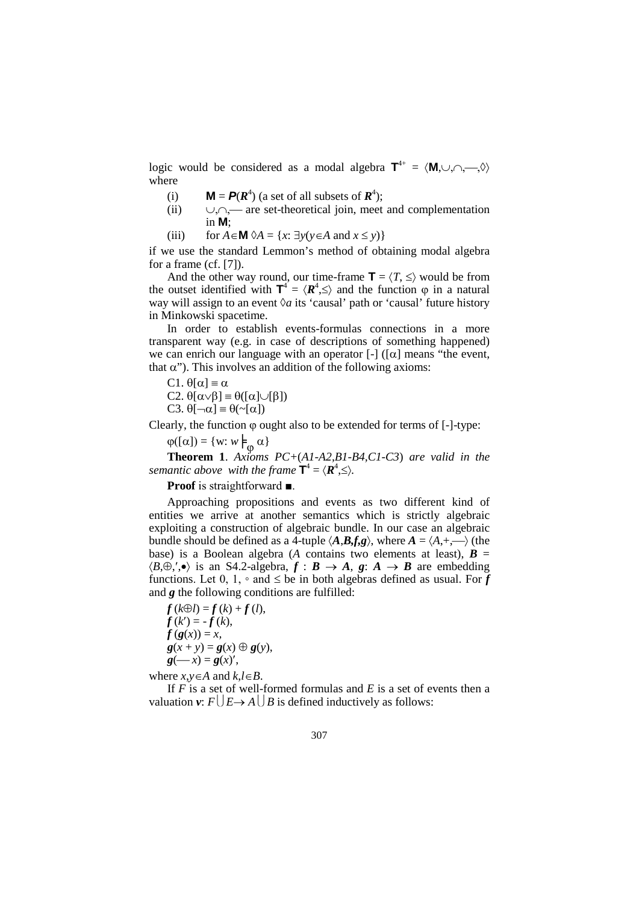logic would be considered as a modal algebra $\mathbf{T}^{4+} = \langle \mathbf{M}, \cup, \cap, —, \lozenge \rangle$ where

(i) $\mathbf{M} = \boldsymbol{P}(\boldsymbol{R}^4)$ (a set of all subsets of $\boldsymbol{R}^4$);

(ii) $\cup, \cap, —$ are set-theoretical join, meet and complementation in $\mathbf{M}$;

(iii) for $A \in \mathbf{M}$ $\lozenge A = \{x: \exists y(y \in A \text{ and } x \leq y)\}$

if we use the standard Lemmon's method of obtaining modal algebra for a frame (cf. [7]).

And the other way round, our time-frame $\mathbf{T} = \langle T, \leq \rangle$ would be from the outset identified with $\mathbf{T}^4 = \langle \boldsymbol{R}^4, \leq \rangle$ and the function $\varphi$ in a natural way will assign to an event $\lozenge a$ its 'causal' path or 'causal' future history in Minkowski spacetime.

In order to establish events-formulas connections in a more transparent way (e.g. in case of descriptions of something happened) we can enrich our language with an operator [-] ($[\alpha]$ means "the event, that $\alpha$"). This involves an addition of the following axioms:

C1. $\theta[\alpha] \equiv \alpha$

C2. $\theta[\alpha \vee \beta] \equiv \theta([\alpha] \cup [\beta])$

C3. $\theta[\neg \alpha] \equiv \theta(\sim[\alpha])$

Clearly, the function $\varphi$ ought also to be extended for terms of [-]-type:

$\varphi([\alpha]) = \{w: w \models_{\varphi} \alpha\}$

**Theorem 1**. *Axioms PC+(A1-A2,B1-B4,C1-C3) are valid in the semantic above with the frame* $\mathbf{T}^4 = \langle \boldsymbol{R}^4, \leq \rangle$.

**Proof** is straightforward ■.

Approaching propositions and events as two different kind of entities we arrive at another semantics which is strictly algebraic exploiting a construction of algebraic bundle. In our case an algebraic bundle should be defined as a 4-tuple $\langle \boldsymbol{A}, \boldsymbol{B}, \boldsymbol{f}, \boldsymbol{g} \rangle$, where $\boldsymbol{A} = \langle A, +, — \rangle$ (the base) is a Boolean algebra ($A$ contains two elements at least), $\boldsymbol{B} = \langle B, \oplus, ', \bullet \rangle$ is an S4.2-algebra, $\boldsymbol{f}: \boldsymbol{B} \rightarrow \boldsymbol{A}$, $\boldsymbol{g}: \boldsymbol{A} \rightarrow \boldsymbol{B}$ are embedding functions. Let 0, 1, $\circ$ and $\leq$ be in both algebras defined as usual. For $\boldsymbol{f}$ and $\boldsymbol{g}$ the following conditions are fulfilled:

$\boldsymbol{f}(k \oplus l) = \boldsymbol{f}(k) + \boldsymbol{f}(l)$,

$\boldsymbol{f}(k') = -\boldsymbol{f}(k)$,

$\boldsymbol{f}(\boldsymbol{g}(x)) = x$,

$\boldsymbol{g}(x + y) = \boldsymbol{g}(x) \oplus \boldsymbol{g}(y)$,

$\boldsymbol{g}(— x) = \boldsymbol{g}(x)'$,

where $x, y \in A$ and $k, l \in B$.

If $F$ is a set of well-formed formulas and $E$ is a set of events then a valuation $\boldsymbol{v}: F \cup E \rightarrow A \cup B$ is defined inductively as follows: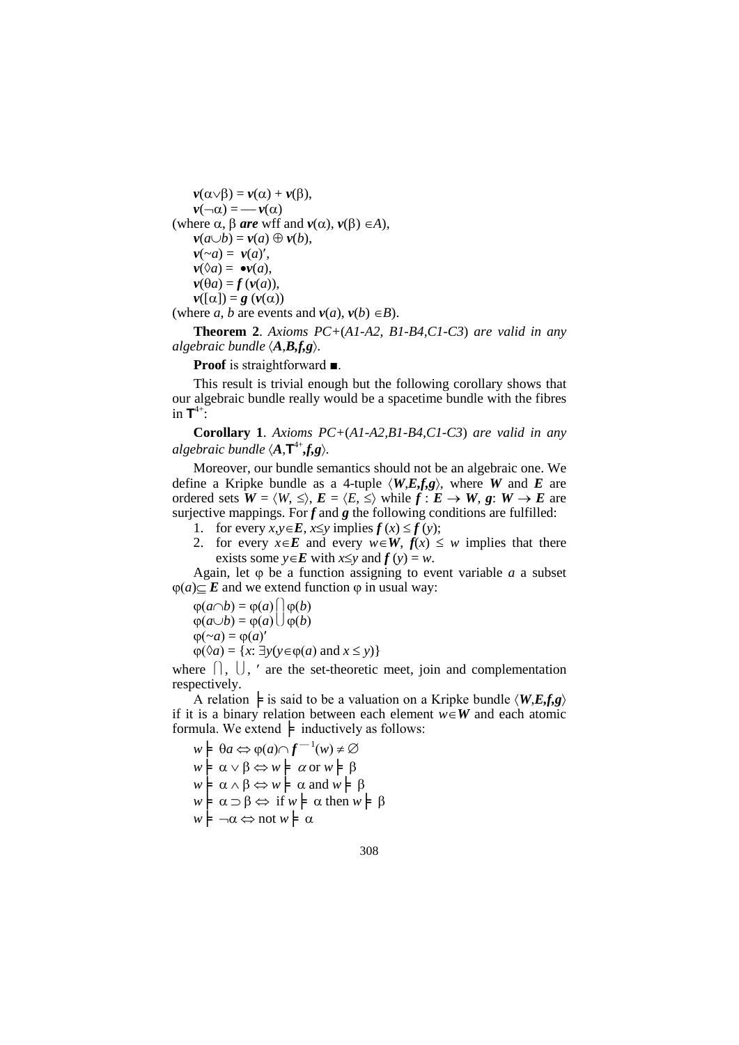$\boldsymbol{v}(\alpha\vee\beta) = \boldsymbol{v}(\alpha) + \boldsymbol{v}(\beta)$,

$\boldsymbol{v}(\neg\alpha) = -\!\!-\, \boldsymbol{v}(\alpha)$

(where $\alpha$, $\beta$ ***are*** wff and $\boldsymbol{v}(\alpha)$, $\boldsymbol{v}(\beta) \in A$),

$\boldsymbol{v}(a\cup b) = \boldsymbol{v}(a) \oplus \boldsymbol{v}(b)$,

$\boldsymbol{v}(\sim a) = \boldsymbol{v}(a)'$,

$\boldsymbol{v}(\Diamond a) = \bullet\boldsymbol{v}(a)$,

$\boldsymbol{v}(\theta a) = \boldsymbol{f}(\boldsymbol{v}(a))$,

$\boldsymbol{v}([\alpha]) = \boldsymbol{g}(\boldsymbol{v}(\alpha))$

(where $a$, $b$ are events and $\boldsymbol{v}(a)$, $\boldsymbol{v}(b) \in B$).

**Theorem 2**. *Axioms PC+(A1-A2, B1-B4, C1-C3) are valid in any algebraic bundle* $\langle \boldsymbol{A},\boldsymbol{B},\boldsymbol{f},\boldsymbol{g}\rangle$.

**Proof** is straightforward ■.

This result is trivial enough but the following corollary shows that our algebraic bundle really would be a spacetime bundle with the fibres in $\mathsf{T}^{4+}$:

**Corollary 1**. *Axioms PC+(A1-A2,B1-B4,C1-C3) are valid in any algebraic bundle* $\langle \boldsymbol{A},\mathsf{T}^{4+},\boldsymbol{f},\boldsymbol{g}\rangle$.

Moreover, our bundle semantics should not be an algebraic one. We define a Kripke bundle as a 4-tuple $\langle \boldsymbol{W},\boldsymbol{E},\boldsymbol{f},\boldsymbol{g}\rangle$, where $\boldsymbol{W}$ and $\boldsymbol{E}$ are ordered sets $\boldsymbol{W} = \langle W, \leq\rangle$, $\boldsymbol{E} = \langle E, \leq\rangle$ while $\boldsymbol{f} : \boldsymbol{E} \rightarrow \boldsymbol{W}$, $\boldsymbol{g}: \boldsymbol{W} \rightarrow \boldsymbol{E}$ are surjective mappings. For $\boldsymbol{f}$ and $\boldsymbol{g}$ the following conditions are fulfilled:

1. for every $x,y\in\boldsymbol{E}$, $x\leq y$ implies $\boldsymbol{f}(x) \leq \boldsymbol{f}(y)$;
2. for every $x\in\boldsymbol{E}$ and every $w\in\boldsymbol{W}$, $\boldsymbol{f}(x) \leq w$ implies that there exists some $y\in\boldsymbol{E}$ with $x\leq y$ and $\boldsymbol{f}(y) = w$.

Again, let $\varphi$ be a function assigning to event variable $a$ a subset $\varphi(a)\subseteq \boldsymbol{E}$ and we extend function $\varphi$ in usual way:

$\varphi(a\cap b) = \varphi(a) \bigcap \varphi(b)$

$\varphi(a\cup b) = \varphi(a) \bigcup \varphi(b)$

$\varphi(\sim a) = \varphi(a)'$

$\varphi(\Diamond a) = \{x: \exists y(y\in\varphi(a) \text{ and } x \leq y)\}$

where $\bigcap$, $\bigcup$, $'$ are the set-theoretic meet, join and complementation respectively.

A relation $\models$ is said to be a valuation on a Kripke bundle $\langle \boldsymbol{W},\boldsymbol{E},\boldsymbol{f},\boldsymbol{g}\rangle$ if it is a binary relation between each element $w\in\boldsymbol{W}$ and each atomic formula. We extend $\models$ inductively as follows:

$w \models \theta a \Leftrightarrow \varphi(a)\cap \boldsymbol{f}^{-1}(w) \neq \varnothing$

$w \models \alpha \vee \beta \Leftrightarrow w \models \alpha \text{ or } w \models \beta$

$w \models \alpha \wedge \beta \Leftrightarrow w \models \alpha \text{ and } w \models \beta$

$w \models \alpha \supset \beta \Leftrightarrow \text{ if } w \models \alpha \text{ then } w \models \beta$

$w \models \neg\alpha \Leftrightarrow \text{not } w \models \alpha$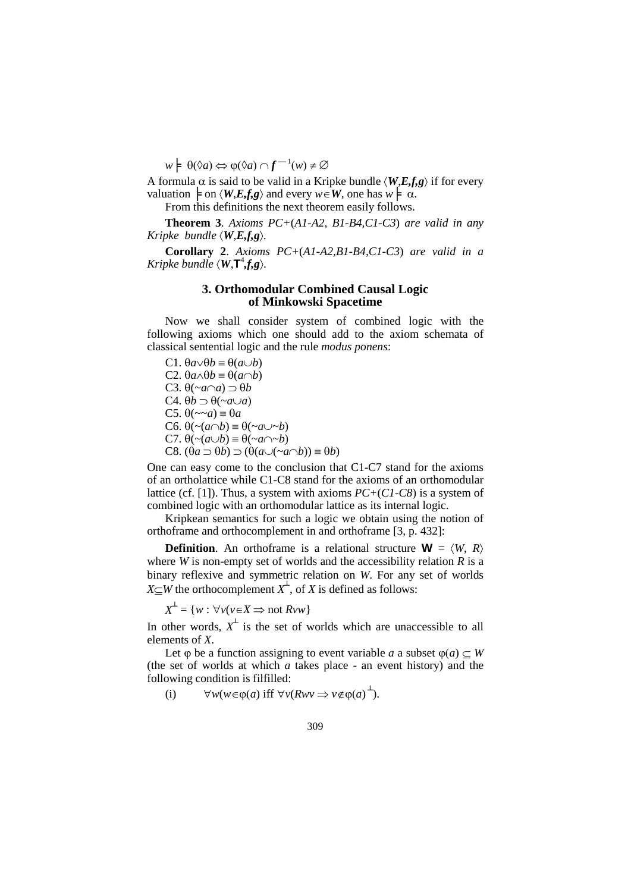$$w \models \theta(\Diamond a) \Leftrightarrow \varphi(\Diamond a) \cap \boldsymbol{f}^{-1}(w) \neq \varnothing$$

A formula $\alpha$ is said to be valid in a Kripke bundle $\langle \boldsymbol{W},\boldsymbol{E},\boldsymbol{f},\boldsymbol{g}\rangle$ if for every valuation $\models$ on $\langle \boldsymbol{W},\boldsymbol{E},\boldsymbol{f},\boldsymbol{g}\rangle$ and every $w \in \boldsymbol{W}$, one has $w \models \alpha$.

From this definitions the next theorem easily follows.

**Theorem 3**. *Axioms PC+*(*A1-A2, B1-B4,C1-C3*) *are valid in any Kripke bundle* $\langle \boldsymbol{W},\boldsymbol{E},\boldsymbol{f},\boldsymbol{g}\rangle$.

**Corollary 2**. *Axioms PC+*(*A1-A2,B1-B4,C1-C3*) *are valid in a Kripke bundle* $\langle \boldsymbol{W},\mathbf{T}^4,\boldsymbol{f},\boldsymbol{g}\rangle$.

## 3. Orthomodular Combined Causal Logic of Minkowski Spacetime

Now we shall consider system of combined logic with the following axioms which one should add to the axiom schemata of classical sentential logic and the rule *modus ponens*:

C1. $\theta a \vee \theta b \equiv \theta(a \cup b)$
C2. $\theta a \wedge \theta b \equiv \theta(a \cap b)$
C3. $\theta(\sim a \cap a) \supset \theta b$
C4. $\theta b \supset \theta(\sim a \cup a)$
C5. $\theta(\sim\sim a) \equiv \theta a$
C6. $\theta(\sim(a \cap b) \equiv \theta(\sim a \cup \sim b)$
C7. $\theta(\sim(a \cup b) \equiv \theta(\sim a \cap \sim b)$
C8. $(\theta a \supset \theta b) \supset (\theta(a \cup (\sim a \cap b)) \equiv \theta b)$

One can easy come to the conclusion that C1-C7 stand for the axioms of an ortholattice while C1-C8 stand for the axioms of an orthomodular lattice (cf. [1]). Thus, a system with axioms *PC+*(*C1-C8*) is a system of combined logic with an orthomodular lattice as its internal logic.

Kripkean semantics for such a logic we obtain using the notion of orthoframe and orthocomplement in and orthoframe [3, p. 432]:

**Definition**. An orthoframe is a relational structure $\mathbf{W} = \langle W, R\rangle$ where $W$ is non-empty set of worlds and the accessibility relation $R$ is a binary reflexive and symmetric relation on $W$. For any set of worlds $X \subseteq W$ the orthocomplement $X^{\perp}$, of $X$ is defined as follows:

$$X^{\perp} = \{w : \forall v(v \in X \Rightarrow \text{not } Rvw\}$$

In other words, $X^{\perp}$ is the set of worlds which are unaccessible to all elements of $X$.

Let $\varphi$ be a function assigning to event variable $a$ a subset $\varphi(a) \subseteq W$ (the set of worlds at which $a$ takes place - an event history) and the following condition is filfilled:

(i) $\forall w(w \in \varphi(a) \text{ iff } \forall v(Rwv \Rightarrow v \notin \varphi(a)^{\perp})$.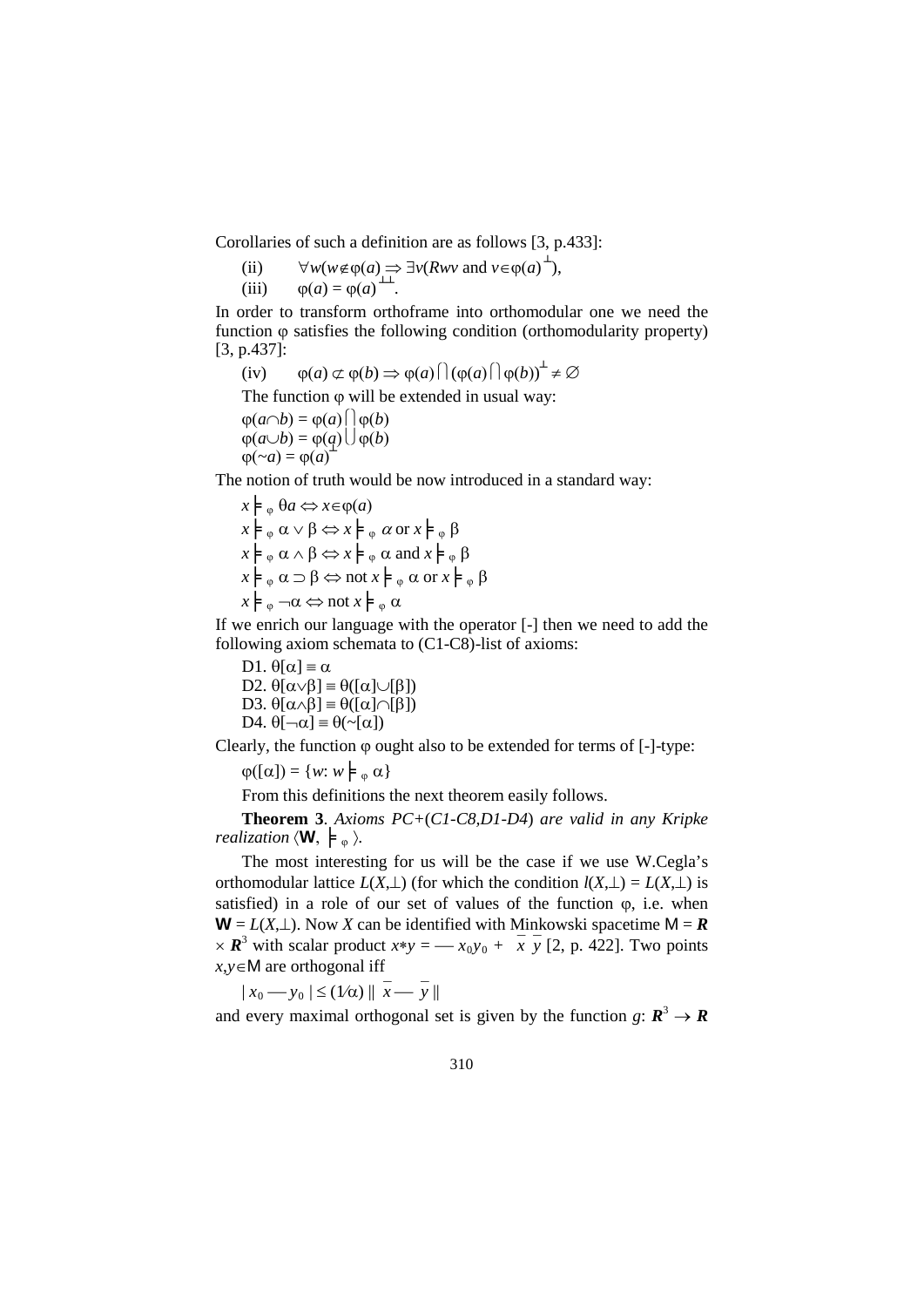Corollaries of such a definition are as follows [3, p.433]:

(ii) $\quad \forall w(w \notin \varphi(a) \Rightarrow \exists v(Rwv \text{ and } v \in \varphi(a)^{\perp})$,

(iii) $\quad \varphi(a) = \varphi(a)^{\perp\perp}$.

In order to transform orthoframe into orthomodular one we need the function $\varphi$ satisfies the following condition (orthomodularity property) [3, p.437]:

(iv) $\quad \varphi(a) \not\subset \varphi(b) \Rightarrow \varphi(a) \cap (\varphi(a) \cap \varphi(b))^{\perp} \neq \emptyset$

The function $\varphi$ will be extended in usual way:

$\varphi(a \cap b) = \varphi(a) \cap \varphi(b)$
$\varphi(a \cup b) = \varphi(a) \cup \varphi(b)$
$\varphi(\sim a) = \varphi(a)^{\perp}$

The notion of truth would be now introduced in a standard way:

$x \models_{\varphi} \theta a \Leftrightarrow x \in \varphi(a)$
$x \models_{\varphi} \alpha \vee \beta \Leftrightarrow x \models_{\varphi} \alpha$ or $x \models_{\varphi} \beta$
$x \models_{\varphi} \alpha \wedge \beta \Leftrightarrow x \models_{\varphi} \alpha$ and $x \models_{\varphi} \beta$
$x \models_{\varphi} \alpha \supset \beta \Leftrightarrow$ not $x \models_{\varphi} \alpha$ or $x \models_{\varphi} \beta$
$x \models_{\varphi} \neg\alpha \Leftrightarrow$ not $x \models_{\varphi} \alpha$

If we enrich our language with the operator [-] then we need to add the following axiom schemata to (C1-C8)-list of axioms:

D1. $\theta[\alpha] \equiv \alpha$
D2. $\theta[\alpha \vee \beta] \equiv \theta([\alpha] \cup [\beta])$
D3. $\theta[\alpha \wedge \beta] \equiv \theta([\alpha] \cap [\beta])$
D4. $\theta[\neg\alpha] \equiv \theta(\sim[\alpha])$

Clearly, the function $\varphi$ ought also to be extended for terms of [-]-type:

$\varphi([\alpha]) = \{w\colon w \models_{\varphi} \alpha\}$

From this definitions the next theorem easily follows.

**Theorem 3**. *Axioms PC+(C1-C8,D1-D4) are valid in any Kripke realization* $\langle \mathbf{W}, \models_{\varphi} \rangle$.

The most interesting for us will be the case if we use W.Cegla's orthomodular lattice $L(X,\perp)$ (for which the condition $l(X,\perp) = L(X,\perp)$ is satisfied) in a role of our set of values of the function $\varphi$, i.e. when $\mathbf{W} = L(X,\perp)$. Now $X$ can be identified with Minkowski spacetime $\mathsf{M} = \boldsymbol{R} \times \boldsymbol{R}^3$ with scalar product $x{*}y = -x_0 y_0 + \bar{x}\,\bar{y}$ [2, p. 422]. Two points $x,y \in \mathsf{M}$ are orthogonal iff

$| x_0 - y_0 | \leq (1/\alpha)\, \| \bar{x} - \bar{y} \|$

and every maximal orthogonal set is given by the function $g\colon \boldsymbol{R}^3 \to \boldsymbol{R}$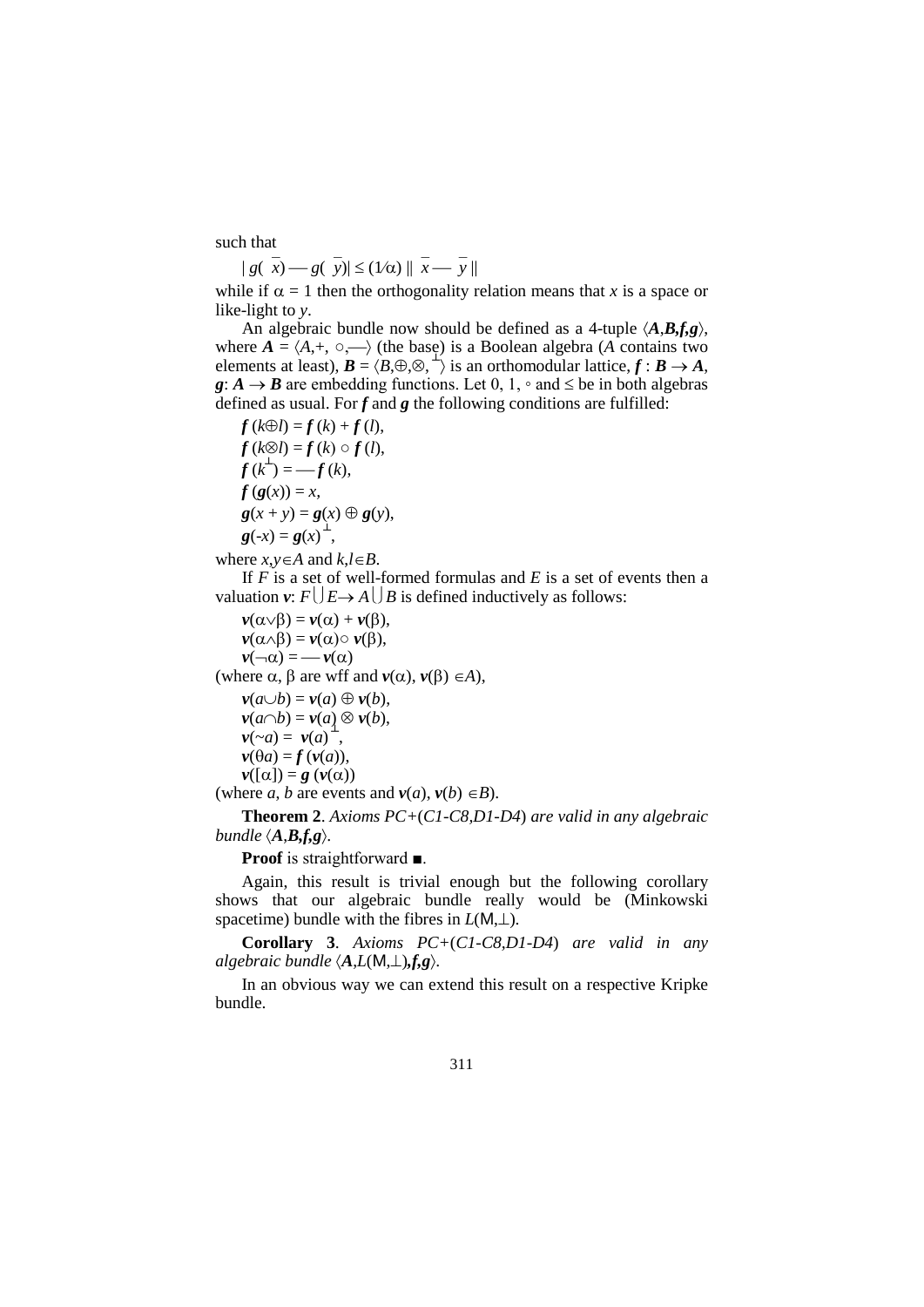such that

$$| g(\bar{x}) - g(\bar{y})| \leq (1/\alpha) \| \bar{x} - \bar{y} \|$$

while if $\alpha = 1$ then the orthogonality relation means that $x$ is a space or like-light to $y$.

An algebraic bundle now should be defined as a 4-tuple $\langle \boldsymbol{A},\boldsymbol{B},\boldsymbol{f},\boldsymbol{g} \rangle$, where $\boldsymbol{A} = \langle A,+,\circ,- \rangle$ (the base) is a Boolean algebra ($A$ contains two elements at least), $\boldsymbol{B} = \langle B,\oplus,\otimes,^{\perp} \rangle$ is an orthomodular lattice, $\boldsymbol{f} : \boldsymbol{B} \rightarrow \boldsymbol{A}$, $\boldsymbol{g}: \boldsymbol{A} \rightarrow \boldsymbol{B}$ are embedding functions. Let 0, 1, $\circ$ and $\leq$ be in both algebras defined as usual. For $\boldsymbol{f}$ and $\boldsymbol{g}$ the following conditions are fulfilled:

$$\boldsymbol{f}(k \oplus l) = \boldsymbol{f}(k) + \boldsymbol{f}(l),$$
$$\boldsymbol{f}(k \otimes l) = \boldsymbol{f}(k) \circ \boldsymbol{f}(l),$$
$$\boldsymbol{f}(k^{\perp}) = -\boldsymbol{f}(k),$$
$$\boldsymbol{f}(\boldsymbol{g}(x)) = x,$$
$$\boldsymbol{g}(x + y) = \boldsymbol{g}(x) \oplus \boldsymbol{g}(y),$$
$$\boldsymbol{g}(-x) = \boldsymbol{g}(x)^{\perp},$$

where $x,y \in A$ and $k,l \in B$.

If $F$ is a set of well-formed formulas and $E$ is a set of events then a valuation $\boldsymbol{v}$: $F \bigcup E \rightarrow A \bigcup B$ is defined inductively as follows:

$$\boldsymbol{v}(\alpha \vee \beta) = \boldsymbol{v}(\alpha) + \boldsymbol{v}(\beta),$$
$$\boldsymbol{v}(\alpha \wedge \beta) = \boldsymbol{v}(\alpha) \circ \boldsymbol{v}(\beta),$$
$$\boldsymbol{v}(\neg \alpha) = -\boldsymbol{v}(\alpha)$$

(where $\alpha$, $\beta$ are wff and $\boldsymbol{v}(\alpha)$, $\boldsymbol{v}(\beta) \in A$),

$$\boldsymbol{v}(a \cup b) = \boldsymbol{v}(a) \oplus \boldsymbol{v}(b),$$
$$\boldsymbol{v}(a \cap b) = \boldsymbol{v}(a) \otimes \boldsymbol{v}(b),$$
$$\boldsymbol{v}(\sim a) = \boldsymbol{v}(a)^{\perp},$$
$$\boldsymbol{v}(\theta a) = \boldsymbol{f}(\boldsymbol{v}(a)),$$
$$\boldsymbol{v}([\alpha]) = \boldsymbol{g}(\boldsymbol{v}(\alpha))$$

(where $a$, $b$ are events and $\boldsymbol{v}(a)$, $\boldsymbol{v}(b) \in B$).

**Theorem 2**. *Axioms PC+(C1-C8,D1-D4) are valid in any algebraic bundle* $\langle \boldsymbol{A},\boldsymbol{B},\boldsymbol{f},\boldsymbol{g} \rangle$.

**Proof** is straightforward ■.

Again, this result is trivial enough but the following corollary shows that our algebraic bundle really would be (Minkowski spacetime) bundle with the fibres in $L(\mathsf{M},\perp)$.

**Corollary 3**. *Axioms PC+(C1-C8,D1-D4) are valid in any algebraic bundle* $\langle \boldsymbol{A},L(\mathsf{M},\perp),\boldsymbol{f},\boldsymbol{g} \rangle$.

In an obvious way we can extend this result on a respective Kripke bundle.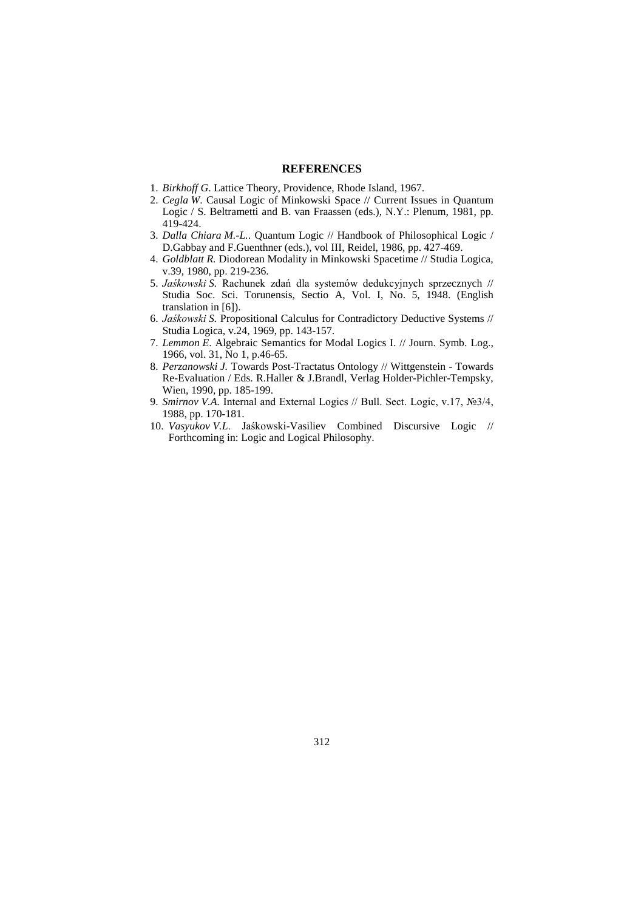## REFERENCES

1. *Birkhoff G*. Lattice Theory, Providence, Rhode Island, 1967.
2. *Cegla W*. Causal Logic of Minkowski Space // Current Issues in Quantum Logic / S. Beltrametti and B. van Fraassen (eds.), N.Y.: Plenum, 1981, pp. 419-424.
3. *Dalla Chiara M.-L.*. Quantum Logic // Handbook of Philosophical Logic / D.Gabbay and F.Guenthner (eds.), vol III, Reidel, 1986, pp. 427-469.
4. *Goldblatt R.* Diodorean Modality in Minkowski Spacetime // Studia Logica, v.39, 1980, pp. 219-236.
5. *Jaśkowski S.* Rachunek zdań dla systemów dedukcyjnych sprzecznych // Studia Soc. Sci. Torunensis, Sectio A, Vol. I, No. 5, 1948. (English translation in [6]).
6. *Jaśkowski S.* Propositional Calculus for Contradictory Deductive Systems // Studia Logica, v.24, 1969, pp. 143-157.
7. *Lemmon E*. Algebraic Semantics for Modal Logics I. // Journ. Symb. Log., 1966, vol. 31, No 1, p.46-65.
8. *Perzanowski J.* Towards Post-Tractatus Ontology // Wittgenstein - Towards Re-Evaluation / Eds. R.Haller & J.Brandl, Verlag Holder-Pichler-Tempsky, Wien, 1990, pp. 185-199.
9. *Smirnov V.A.* Internal and External Logics // Bull. Sect. Logic, v.17, №3/4, 1988, pp. 170-181.
10. *Vasyukov V.L*. Jaśkowski-Vasiliev Combined Discursive Logic // Forthcoming in: Logic and Logical Philosophy.